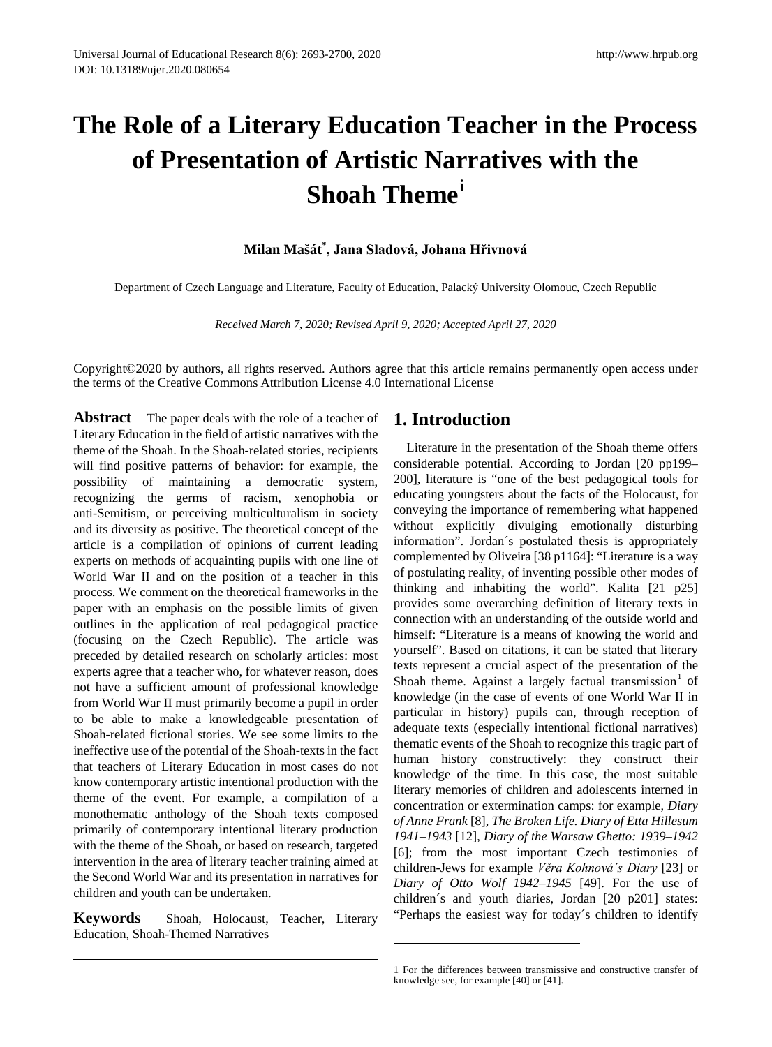# The Role of a Literary Education Teacher in the Process of Presentation of Artistic Narratives with the Shoah Theme[i]

**Milan Mašát[*], Jana Sladová, Johana Hřivnová**

Department of Czech Language and Literature, Faculty of Education, Palacký University Olomouc, Czech Republic

*Received March 7, 2020; Revised April 9, 2020; Accepted April 27, 2020*

Copyright©2020 by authors, all rights reserved. Authors agree that this article remains permanently open access under the terms of the Creative Commons Attribution License 4.0 International License

**Abstract** The paper deals with the role of a teacher of Literary Education in the field of artistic narratives with the theme of the Shoah. In the Shoah-related stories, recipients will find positive patterns of behavior: for example, the possibility of maintaining a democratic system, recognizing the germs of racism, xenophobia or anti-Semitism, or perceiving multiculturalism in society and its diversity as positive. The theoretical concept of the article is a compilation of opinions of current leading experts on methods of acquainting pupils with one line of World War II and on the position of a teacher in this process. We comment on the theoretical frameworks in the paper with an emphasis on the possible limits of given outlines in the application of real pedagogical practice (focusing on the Czech Republic). The article was preceded by detailed research on scholarly articles: most experts agree that a teacher who, for whatever reason, does not have a sufficient amount of professional knowledge from World War II must primarily become a pupil in order to be able to make a knowledgeable presentation of Shoah-related fictional stories. We see some limits to the ineffective use of the potential of the Shoah-texts in the fact that teachers of Literary Education in most cases do not know contemporary artistic intentional production with the theme of the event. For example, a compilation of a monothematic anthology of the Shoah texts composed primarily of contemporary intentional literary production with the theme of the Shoah, or based on research, targeted intervention in the area of literary teacher training aimed at the Second World War and its presentation in narratives for children and youth can be undertaken.

**Keywords** Shoah, Holocaust, Teacher, Literary Education, Shoah-Themed Narratives

## 1. Introduction

Literature in the presentation of the Shoah theme offers considerable potential. According to Jordan [20 pp199–200], literature is "one of the best pedagogical tools for educating youngsters about the facts of the Holocaust, for conveying the importance of remembering what happened without explicitly divulging emotionally disturbing information". Jordan´s postulated thesis is appropriately complemented by Oliveira [38 p1164]: "Literature is a way of postulating reality, of inventing possible other modes of thinking and inhabiting the world". Kalita [21 p25] provides some overarching definition of literary texts in connection with an understanding of the outside world and himself: "Literature is a means of knowing the world and yourself". Based on citations, it can be stated that literary texts represent a crucial aspect of the presentation of the Shoah theme. Against a largely factual transmission[1] of knowledge (in the case of events of one World War II in particular in history) pupils can, through reception of adequate texts (especially intentional fictional narratives) thematic events of the Shoah to recognize this tragic part of human history constructively: they construct their knowledge of the time. In this case, the most suitable literary memories of children and adolescents interned in concentration or extermination camps: for example, *Diary of Anne Frank* [8], *The Broken Life. Diary of Etta Hillesum 1941–1943* [12], *Diary of the Warsaw Ghetto: 1939–1942* [6]; from the most important Czech testimonies of children-Jews for example *Věra Kohnová´s Diary* [23] or *Diary of Otto Wolf 1942–1945* [49]. For the use of children´s and youth diaries, Jordan [20 p201] states: "Perhaps the easiest way for today´s children to identify

1 For the differences between transmissive and constructive transfer of knowledge see, for example [40] or [41].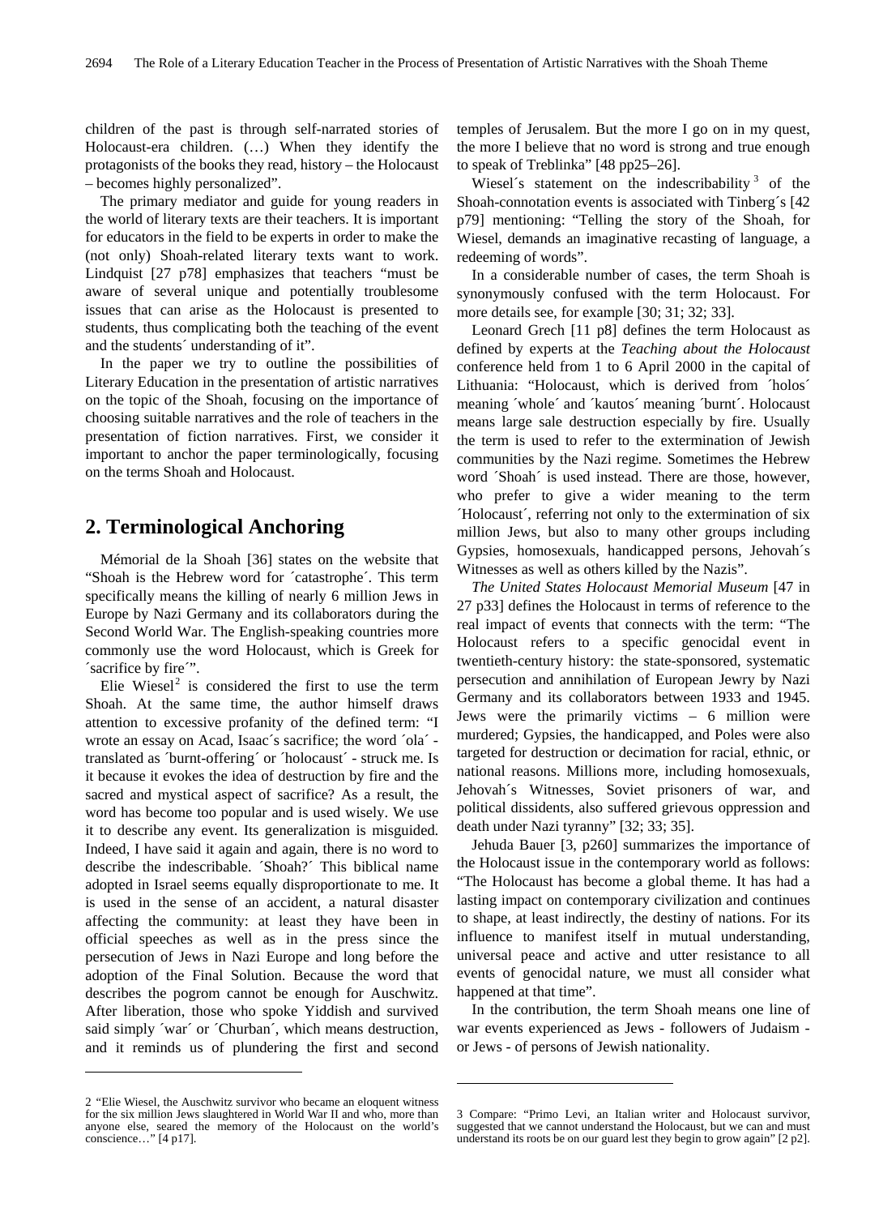children of the past is through self-narrated stories of Holocaust-era children. (…) When they identify the protagonists of the books they read, history – the Holocaust – becomes highly personalized".

The primary mediator and guide for young readers in the world of literary texts are their teachers. It is important for educators in the field to be experts in order to make the (not only) Shoah-related literary texts want to work. Lindquist [27 p78] emphasizes that teachers "must be aware of several unique and potentially troublesome issues that can arise as the Holocaust is presented to students, thus complicating both the teaching of the event and the students´ understanding of it".

In the paper we try to outline the possibilities of Literary Education in the presentation of artistic narratives on the topic of the Shoah, focusing on the importance of choosing suitable narratives and the role of teachers in the presentation of fiction narratives. First, we consider it important to anchor the paper terminologically, focusing on the terms Shoah and Holocaust.

## 2. Terminological Anchoring

Mémorial de la Shoah [36] states on the website that "Shoah is the Hebrew word for ´catastrophe´. This term specifically means the killing of nearly 6 million Jews in Europe by Nazi Germany and its collaborators during the Second World War. The English-speaking countries more commonly use the word Holocaust, which is Greek for ´sacrifice by fire´".

Elie Wiesel[2] is considered the first to use the term Shoah. At the same time, the author himself draws attention to excessive profanity of the defined term: "I wrote an essay on Acad, Isaac´s sacrifice; the word ´ola´ - translated as ´burnt-offering´ or ´holocaust´ - struck me. Is it because it evokes the idea of destruction by fire and the sacred and mystical aspect of sacrifice? As a result, the word has become too popular and is used wisely. We use it to describe any event. Its generalization is misguided. Indeed, I have said it again and again, there is no word to describe the indescribable. ´Shoah?´ This biblical name adopted in Israel seems equally disproportionate to me. It is used in the sense of an accident, a natural disaster affecting the community: at least they have been in official speeches as well as in the press since the persecution of Jews in Nazi Europe and long before the adoption of the Final Solution. Because the word that describes the pogrom cannot be enough for Auschwitz. After liberation, those who spoke Yiddish and survived said simply ´war´ or ´Churban´, which means destruction, and it reminds us of plundering the first and second temples of Jerusalem. But the more I go on in my quest, the more I believe that no word is strong and true enough to speak of Treblinka" [48 pp25–26].

Wiesel´s statement on the indescribability[3] of the Shoah-connotation events is associated with Tinberg´s [42 p79] mentioning: "Telling the story of the Shoah, for Wiesel, demands an imaginative recasting of language, a redeeming of words".

In a considerable number of cases, the term Shoah is synonymously confused with the term Holocaust. For more details see, for example [30; 31; 32; 33].

Leonard Grech [11 p8] defines the term Holocaust as defined by experts at the *Teaching about the Holocaust* conference held from 1 to 6 April 2000 in the capital of Lithuania: "Holocaust, which is derived from ´holos´ meaning ´whole´ and ´kautos´ meaning ´burnt´. Holocaust means large sale destruction especially by fire. Usually the term is used to refer to the extermination of Jewish communities by the Nazi regime. Sometimes the Hebrew word ´Shoah´ is used instead. There are those, however, who prefer to give a wider meaning to the term ´Holocaust´, referring not only to the extermination of six million Jews, but also to many other groups including Gypsies, homosexuals, handicapped persons, Jehovah´s Witnesses as well as others killed by the Nazis".

*The United States Holocaust Memorial Museum* [47 in 27 p33] defines the Holocaust in terms of reference to the real impact of events that connects with the term: "The Holocaust refers to a specific genocidal event in twentieth-century history: the state-sponsored, systematic persecution and annihilation of European Jewry by Nazi Germany and its collaborators between 1933 and 1945. Jews were the primarily victims – 6 million were murdered; Gypsies, the handicapped, and Poles were also targeted for destruction or decimation for racial, ethnic, or national reasons. Millions more, including homosexuals, Jehovah´s Witnesses, Soviet prisoners of war, and political dissidents, also suffered grievous oppression and death under Nazi tyranny" [32; 33; 35].

Jehuda Bauer [3, p260] summarizes the importance of the Holocaust issue in the contemporary world as follows: "The Holocaust has become a global theme. It has had a lasting impact on contemporary civilization and continues to shape, at least indirectly, the destiny of nations. For its influence to manifest itself in mutual understanding, universal peace and active and utter resistance to all events of genocidal nature, we must all consider what happened at that time".

In the contribution, the term Shoah means one line of war events experienced as Jews - followers of Judaism - or Jews - of persons of Jewish nationality.

---

2 "Elie Wiesel, the Auschwitz survivor who became an eloquent witness for the six million Jews slaughtered in World War II and who, more than anyone else, seared the memory of the Holocaust on the world's conscience…" [4 p17].

3 Compare: "Primo Levi, an Italian writer and Holocaust survivor, suggested that we cannot understand the Holocaust, but we can and must understand its roots be on our guard lest they begin to grow again" [2 p2].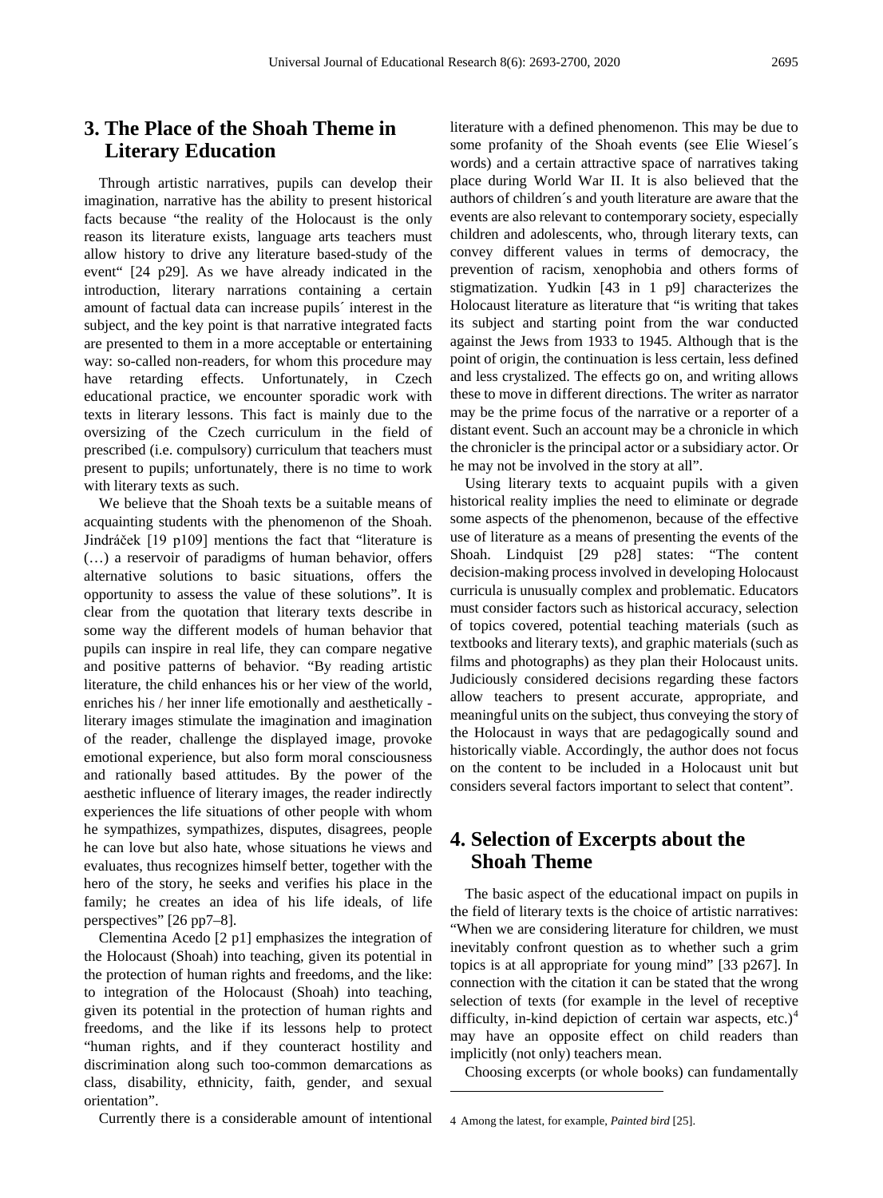## 3. The Place of the Shoah Theme in Literary Education

Through artistic narratives, pupils can develop their imagination, narrative has the ability to present historical facts because "the reality of the Holocaust is the only reason its literature exists, language arts teachers must allow history to drive any literature based-study of the event" [24 p29]. As we have already indicated in the introduction, literary narrations containing a certain amount of factual data can increase pupils´ interest in the subject, and the key point is that narrative integrated facts are presented to them in a more acceptable or entertaining way: so-called non-readers, for whom this procedure may have retarding effects. Unfortunately, in Czech educational practice, we encounter sporadic work with texts in literary lessons. This fact is mainly due to the oversizing of the Czech curriculum in the field of prescribed (i.e. compulsory) curriculum that teachers must present to pupils; unfortunately, there is no time to work with literary texts as such.

We believe that the Shoah texts be a suitable means of acquainting students with the phenomenon of the Shoah. Jindráček [19 p109] mentions the fact that "literature is (…) a reservoir of paradigms of human behavior, offers alternative solutions to basic situations, offers the opportunity to assess the value of these solutions". It is clear from the quotation that literary texts describe in some way the different models of human behavior that pupils can inspire in real life, they can compare negative and positive patterns of behavior. "By reading artistic literature, the child enhances his or her view of the world, enriches his / her inner life emotionally and aesthetically - literary images stimulate the imagination and imagination of the reader, challenge the displayed image, provoke emotional experience, but also form moral consciousness and rationally based attitudes. By the power of the aesthetic influence of literary images, the reader indirectly experiences the life situations of other people with whom he sympathizes, sympathizes, disputes, disagrees, people he can love but also hate, whose situations he views and evaluates, thus recognizes himself better, together with the hero of the story, he seeks and verifies his place in the family; he creates an idea of his life ideals, of life perspectives" [26 pp7–8].

Clementina Acedo [2 p1] emphasizes the integration of the Holocaust (Shoah) into teaching, given its potential in the protection of human rights and freedoms, and the like: to integration of the Holocaust (Shoah) into teaching, given its potential in the protection of human rights and freedoms, and the like if its lessons help to protect "human rights, and if they counteract hostility and discrimination along such too-common demarcations as class, disability, ethnicity, faith, gender, and sexual orientation".

Currently there is a considerable amount of intentional literature with a defined phenomenon. This may be due to some profanity of the Shoah events (see Elie Wiesel´s words) and a certain attractive space of narratives taking place during World War II. It is also believed that the authors of children´s and youth literature are aware that the events are also relevant to contemporary society, especially children and adolescents, who, through literary texts, can convey different values in terms of democracy, the prevention of racism, xenophobia and others forms of stigmatization. Yudkin [43 in 1 p9] characterizes the Holocaust literature as literature that "is writing that takes its subject and starting point from the war conducted against the Jews from 1933 to 1945. Although that is the point of origin, the continuation is less certain, less defined and less crystalized. The effects go on, and writing allows these to move in different directions. The writer as narrator may be the prime focus of the narrative or a reporter of a distant event. Such an account may be a chronicle in which the chronicler is the principal actor or a subsidiary actor. Or he may not be involved in the story at all".

Using literary texts to acquaint pupils with a given historical reality implies the need to eliminate or degrade some aspects of the phenomenon, because of the effective use of literature as a means of presenting the events of the Shoah. Lindquist [29 p28] states: "The content decision-making process involved in developing Holocaust curricula is unusually complex and problematic. Educators must consider factors such as historical accuracy, selection of topics covered, potential teaching materials (such as textbooks and literary texts), and graphic materials (such as films and photographs) as they plan their Holocaust units. Judiciously considered decisions regarding these factors allow teachers to present accurate, appropriate, and meaningful units on the subject, thus conveying the story of the Holocaust in ways that are pedagogically sound and historically viable. Accordingly, the author does not focus on the content to be included in a Holocaust unit but considers several factors important to select that content".

## 4. Selection of Excerpts about the Shoah Theme

The basic aspect of the educational impact on pupils in the field of literary texts is the choice of artistic narratives: "When we are considering literature for children, we must inevitably confront question as to whether such a grim topics is at all appropriate for young mind" [33 p267]. In connection with the citation it can be stated that the wrong selection of texts (for example in the level of receptive difficulty, in-kind depiction of certain war aspects, etc.)[4] may have an opposite effect on child readers than implicitly (not only) teachers mean.

Choosing excerpts (or whole books) can fundamentally

4 Among the latest, for example, *Painted bird* [25].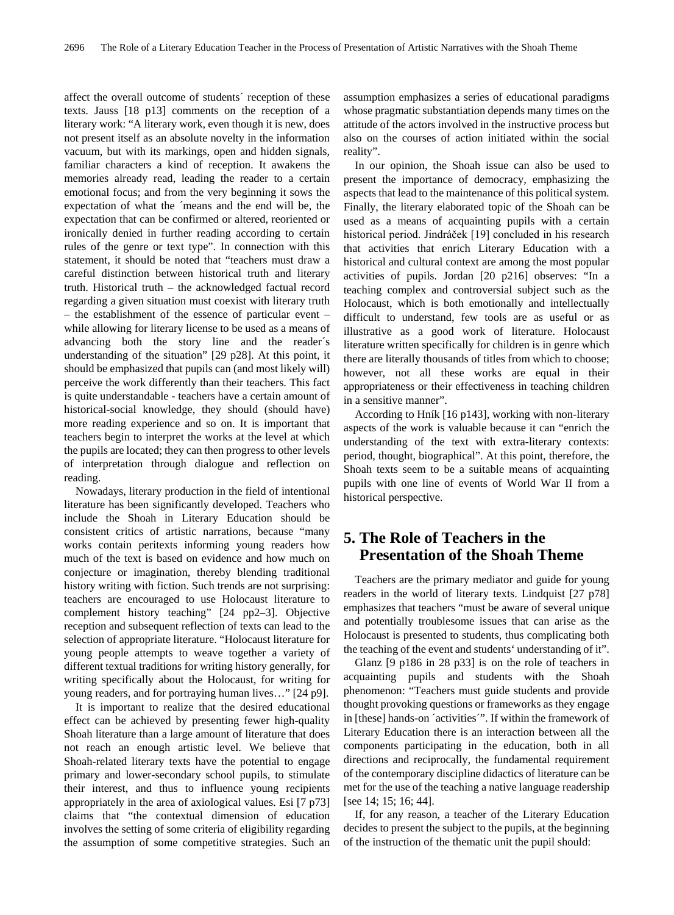affect the overall outcome of students´ reception of these texts. Jauss [18 p13] comments on the reception of a literary work: "A literary work, even though it is new, does not present itself as an absolute novelty in the information vacuum, but with its markings, open and hidden signals, familiar characters a kind of reception. It awakens the memories already read, leading the reader to a certain emotional focus; and from the very beginning it sows the expectation of what the ´means and the end will be, the expectation that can be confirmed or altered, reoriented or ironically denied in further reading according to certain rules of the genre or text type". In connection with this statement, it should be noted that "teachers must draw a careful distinction between historical truth and literary truth. Historical truth – the acknowledged factual record regarding a given situation must coexist with literary truth – the establishment of the essence of particular event – while allowing for literary license to be used as a means of advancing both the story line and the reader´s understanding of the situation" [29 p28]. At this point, it should be emphasized that pupils can (and most likely will) perceive the work differently than their teachers. This fact is quite understandable - teachers have a certain amount of historical-social knowledge, they should (should have) more reading experience and so on. It is important that teachers begin to interpret the works at the level at which the pupils are located; they can then progress to other levels of interpretation through dialogue and reflection on reading.

Nowadays, literary production in the field of intentional literature has been significantly developed. Teachers who include the Shoah in Literary Education should be consistent critics of artistic narrations, because "many works contain peritexts informing young readers how much of the text is based on evidence and how much on conjecture or imagination, thereby blending traditional history writing with fiction. Such trends are not surprising: teachers are encouraged to use Holocaust literature to complement history teaching" [24 pp2–3]. Objective reception and subsequent reflection of texts can lead to the selection of appropriate literature. "Holocaust literature for young people attempts to weave together a variety of different textual traditions for writing history generally, for writing specifically about the Holocaust, for writing for young readers, and for portraying human lives…" [24 p9].

It is important to realize that the desired educational effect can be achieved by presenting fewer high-quality Shoah literature than a large amount of literature that does not reach an enough artistic level. We believe that Shoah-related literary texts have the potential to engage primary and lower-secondary school pupils, to stimulate their interest, and thus to influence young recipients appropriately in the area of axiological values. Esi [7 p73] claims that "the contextual dimension of education involves the setting of some criteria of eligibility regarding the assumption of some competitive strategies. Such an assumption emphasizes a series of educational paradigms whose pragmatic substantiation depends many times on the attitude of the actors involved in the instructive process but also on the courses of action initiated within the social reality".

In our opinion, the Shoah issue can also be used to present the importance of democracy, emphasizing the aspects that lead to the maintenance of this political system. Finally, the literary elaborated topic of the Shoah can be used as a means of acquainting pupils with a certain historical period. Jindráček [19] concluded in his research that activities that enrich Literary Education with a historical and cultural context are among the most popular activities of pupils. Jordan [20 p216] observes: "In a teaching complex and controversial subject such as the Holocaust, which is both emotionally and intellectually difficult to understand, few tools are as useful or as illustrative as a good work of literature. Holocaust literature written specifically for children is in genre which there are literally thousands of titles from which to choose; however, not all these works are equal in their appropriateness or their effectiveness in teaching children in a sensitive manner".

According to Hník [16 p143], working with non-literary aspects of the work is valuable because it can "enrich the understanding of the text with extra-literary contexts: period, thought, biographical". At this point, therefore, the Shoah texts seem to be a suitable means of acquainting pupils with one line of events of World War II from a historical perspective.

## 5. The Role of Teachers in the Presentation of the Shoah Theme

Teachers are the primary mediator and guide for young readers in the world of literary texts. Lindquist [27 p78] emphasizes that teachers "must be aware of several unique and potentially troublesome issues that can arise as the Holocaust is presented to students, thus complicating both the teaching of the event and students' understanding of it".

Glanz [9 p186 in 28 p33] is on the role of teachers in acquainting pupils and students with the Shoah phenomenon: "Teachers must guide students and provide thought provoking questions or frameworks as they engage in [these] hands-on ´activities´". If within the framework of Literary Education there is an interaction between all the components participating in the education, both in all directions and reciprocally, the fundamental requirement of the contemporary discipline didactics of literature can be met for the use of the teaching a native language readership [see 14; 15; 16; 44].

If, for any reason, a teacher of the Literary Education decides to present the subject to the pupils, at the beginning of the instruction of the thematic unit the pupil should: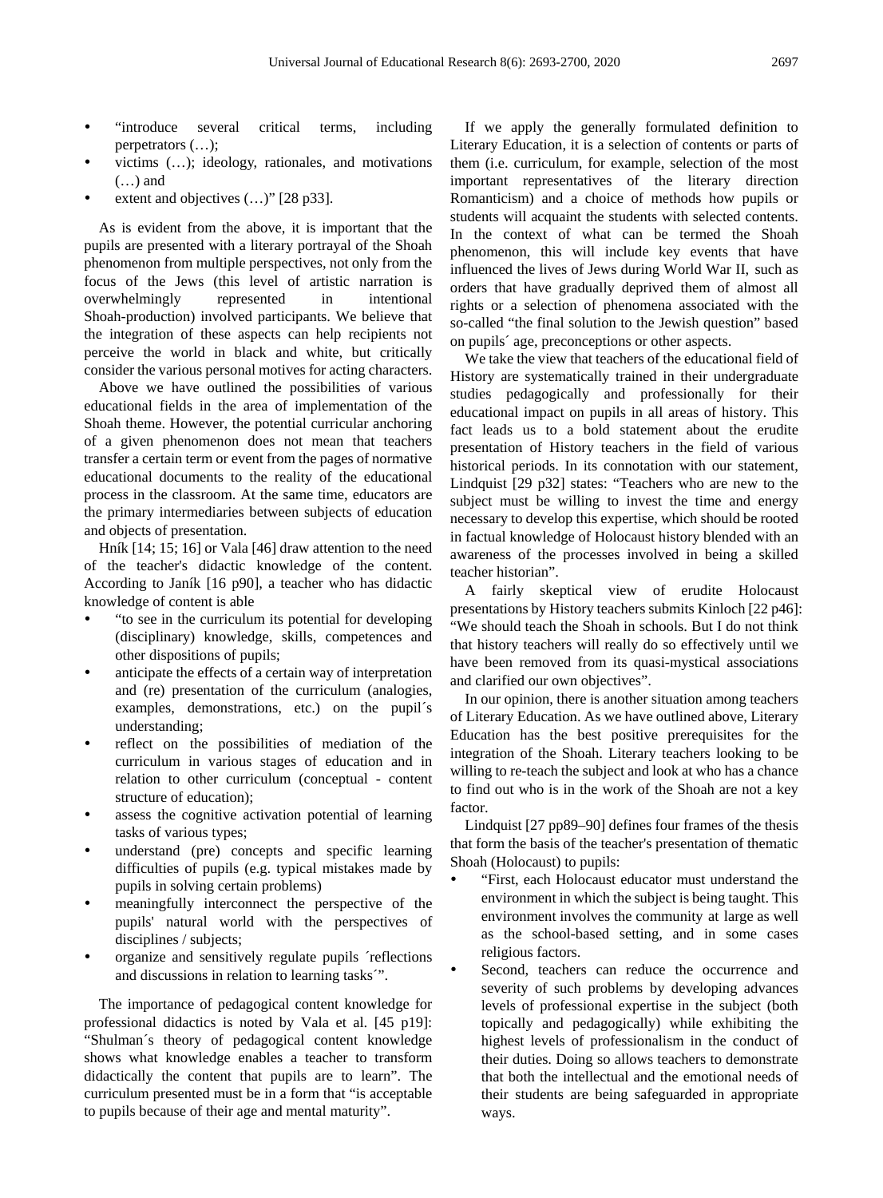- "introduce several critical terms, including perpetrators (…);
- victims (…); ideology, rationales, and motivations (…) and
- extent and objectives (…)" [28 p33].

As is evident from the above, it is important that the pupils are presented with a literary portrayal of the Shoah phenomenon from multiple perspectives, not only from the focus of the Jews (this level of artistic narration is overwhelmingly represented in intentional Shoah-production) involved participants. We believe that the integration of these aspects can help recipients not perceive the world in black and white, but critically consider the various personal motives for acting characters.

Above we have outlined the possibilities of various educational fields in the area of implementation of the Shoah theme. However, the potential curricular anchoring of a given phenomenon does not mean that teachers transfer a certain term or event from the pages of normative educational documents to the reality of the educational process in the classroom. At the same time, educators are the primary intermediaries between subjects of education and objects of presentation.

Hník [14; 15; 16] or Vala [46] draw attention to the need of the teacher's didactic knowledge of the content. According to Janík [16 p90], a teacher who has didactic knowledge of content is able

- "to see in the curriculum its potential for developing (disciplinary) knowledge, skills, competences and other dispositions of pupils;
- anticipate the effects of a certain way of interpretation and (re) presentation of the curriculum (analogies, examples, demonstrations, etc.) on the pupil´s understanding;
- reflect on the possibilities of mediation of the curriculum in various stages of education and in relation to other curriculum (conceptual - content structure of education);
- assess the cognitive activation potential of learning tasks of various types;
- understand (pre) concepts and specific learning difficulties of pupils (e.g. typical mistakes made by pupils in solving certain problems)
- meaningfully interconnect the perspective of the pupils' natural world with the perspectives of disciplines / subjects;
- organize and sensitively regulate pupils ´reflections and discussions in relation to learning tasks´".

The importance of pedagogical content knowledge for professional didactics is noted by Vala et al. [45 p19]: "Shulman´s theory of pedagogical content knowledge shows what knowledge enables a teacher to transform didactically the content that pupils are to learn". The curriculum presented must be in a form that "is acceptable to pupils because of their age and mental maturity".

If we apply the generally formulated definition to Literary Education, it is a selection of contents or parts of them (i.e. curriculum, for example, selection of the most important representatives of the literary direction Romanticism) and a choice of methods how pupils or students will acquaint the students with selected contents. In the context of what can be termed the Shoah phenomenon, this will include key events that have influenced the lives of Jews during World War II, such as orders that have gradually deprived them of almost all rights or a selection of phenomena associated with the so-called "the final solution to the Jewish question" based on pupils´ age, preconceptions or other aspects.

We take the view that teachers of the educational field of History are systematically trained in their undergraduate studies pedagogically and professionally for their educational impact on pupils in all areas of history. This fact leads us to a bold statement about the erudite presentation of History teachers in the field of various historical periods. In its connotation with our statement, Lindquist [29 p32] states: "Teachers who are new to the subject must be willing to invest the time and energy necessary to develop this expertise, which should be rooted in factual knowledge of Holocaust history blended with an awareness of the processes involved in being a skilled teacher historian".

A fairly skeptical view of erudite Holocaust presentations by History teachers submits Kinloch [22 p46]: "We should teach the Shoah in schools. But I do not think that history teachers will really do so effectively until we have been removed from its quasi-mystical associations and clarified our own objectives".

In our opinion, there is another situation among teachers of Literary Education. As we have outlined above, Literary Education has the best positive prerequisites for the integration of the Shoah. Literary teachers looking to be willing to re-teach the subject and look at who has a chance to find out who is in the work of the Shoah are not a key factor.

Lindquist [27 pp89–90] defines four frames of the thesis that form the basis of the teacher's presentation of thematic Shoah (Holocaust) to pupils:

- "First, each Holocaust educator must understand the environment in which the subject is being taught. This environment involves the community at large as well as the school-based setting, and in some cases religious factors.
- Second, teachers can reduce the occurrence and severity of such problems by developing advances levels of professional expertise in the subject (both topically and pedagogically) while exhibiting the highest levels of professionalism in the conduct of their duties. Doing so allows teachers to demonstrate that both the intellectual and the emotional needs of their students are being safeguarded in appropriate ways.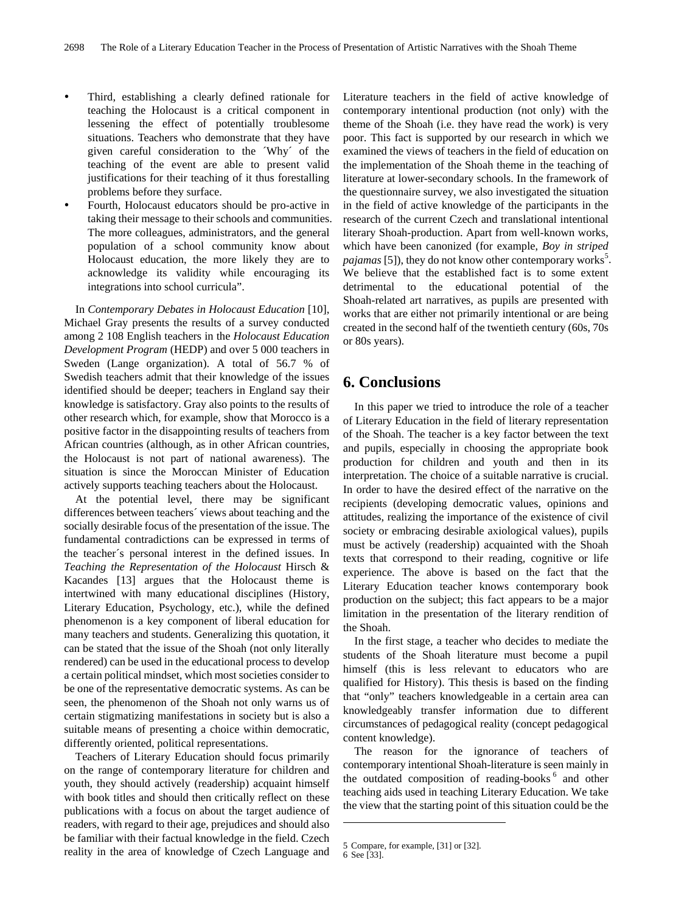- Third, establishing a clearly defined rationale for teaching the Holocaust is a critical component in lessening the effect of potentially troublesome situations. Teachers who demonstrate that they have given careful consideration to the ´Why´ of the teaching of the event are able to present valid justifications for their teaching of it thus forestalling problems before they surface.
- Fourth, Holocaust educators should be pro-active in taking their message to their schools and communities. The more colleagues, administrators, and the general population of a school community know about Holocaust education, the more likely they are to acknowledge its validity while encouraging its integrations into school curricula".

In *Contemporary Debates in Holocaust Education* [10], Michael Gray presents the results of a survey conducted among 2 108 English teachers in the *Holocaust Education Development Program* (HEDP) and over 5 000 teachers in Sweden (Lange organization). A total of 56.7 % of Swedish teachers admit that their knowledge of the issues identified should be deeper; teachers in England say their knowledge is satisfactory. Gray also points to the results of other research which, for example, show that Morocco is a positive factor in the disappointing results of teachers from African countries (although, as in other African countries, the Holocaust is not part of national awareness). The situation is since the Moroccan Minister of Education actively supports teaching teachers about the Holocaust.

At the potential level, there may be significant differences between teachers´ views about teaching and the socially desirable focus of the presentation of the issue. The fundamental contradictions can be expressed in terms of the teacher´s personal interest in the defined issues. In *Teaching the Representation of the Holocaust* Hirsch & Kacandes [13] argues that the Holocaust theme is intertwined with many educational disciplines (History, Literary Education, Psychology, etc.), while the defined phenomenon is a key component of liberal education for many teachers and students. Generalizing this quotation, it can be stated that the issue of the Shoah (not only literally rendered) can be used in the educational process to develop a certain political mindset, which most societies consider to be one of the representative democratic systems. As can be seen, the phenomenon of the Shoah not only warns us of certain stigmatizing manifestations in society but is also a suitable means of presenting a choice within democratic, differently oriented, political representations.

Teachers of Literary Education should focus primarily on the range of contemporary literature for children and youth, they should actively (readership) acquaint himself with book titles and should then critically reflect on these publications with a focus on about the target audience of readers, with regard to their age, prejudices and should also be familiar with their factual knowledge in the field. Czech reality in the area of knowledge of Czech Language and Literature teachers in the field of active knowledge of contemporary intentional production (not only) with the theme of the Shoah (i.e. they have read the work) is very poor. This fact is supported by our research in which we examined the views of teachers in the field of education on the implementation of the Shoah theme in the teaching of literature at lower-secondary schools. In the framework of the questionnaire survey, we also investigated the situation in the field of active knowledge of the participants in the research of the current Czech and translational intentional literary Shoah-production. Apart from well-known works, which have been canonized (for example, *Boy in striped pajamas* [5]), they do not know other contemporary works[5]. We believe that the established fact is to some extent detrimental to the educational potential of the Shoah-related art narratives, as pupils are presented with works that are either not primarily intentional or are being created in the second half of the twentieth century (60s, 70s or 80s years).

## 6. Conclusions

In this paper we tried to introduce the role of a teacher of Literary Education in the field of literary representation of the Shoah. The teacher is a key factor between the text and pupils, especially in choosing the appropriate book production for children and youth and then in its interpretation. The choice of a suitable narrative is crucial. In order to have the desired effect of the narrative on the recipients (developing democratic values, opinions and attitudes, realizing the importance of the existence of civil society or embracing desirable axiological values), pupils must be actively (readership) acquainted with the Shoah texts that correspond to their reading, cognitive or life experience. The above is based on the fact that the Literary Education teacher knows contemporary book production on the subject; this fact appears to be a major limitation in the presentation of the literary rendition of the Shoah.

In the first stage, a teacher who decides to mediate the students of the Shoah literature must become a pupil himself (this is less relevant to educators who are qualified for History). This thesis is based on the finding that "only" teachers knowledgeable in a certain area can knowledgeably transfer information due to different circumstances of pedagogical reality (concept pedagogical content knowledge).

The reason for the ignorance of teachers of contemporary intentional Shoah-literature is seen mainly in the outdated composition of reading-books[6] and other teaching aids used in teaching Literary Education. We take the view that the starting point of this situation could be the

5 Compare, for example, [31] or [32].
6 See [33].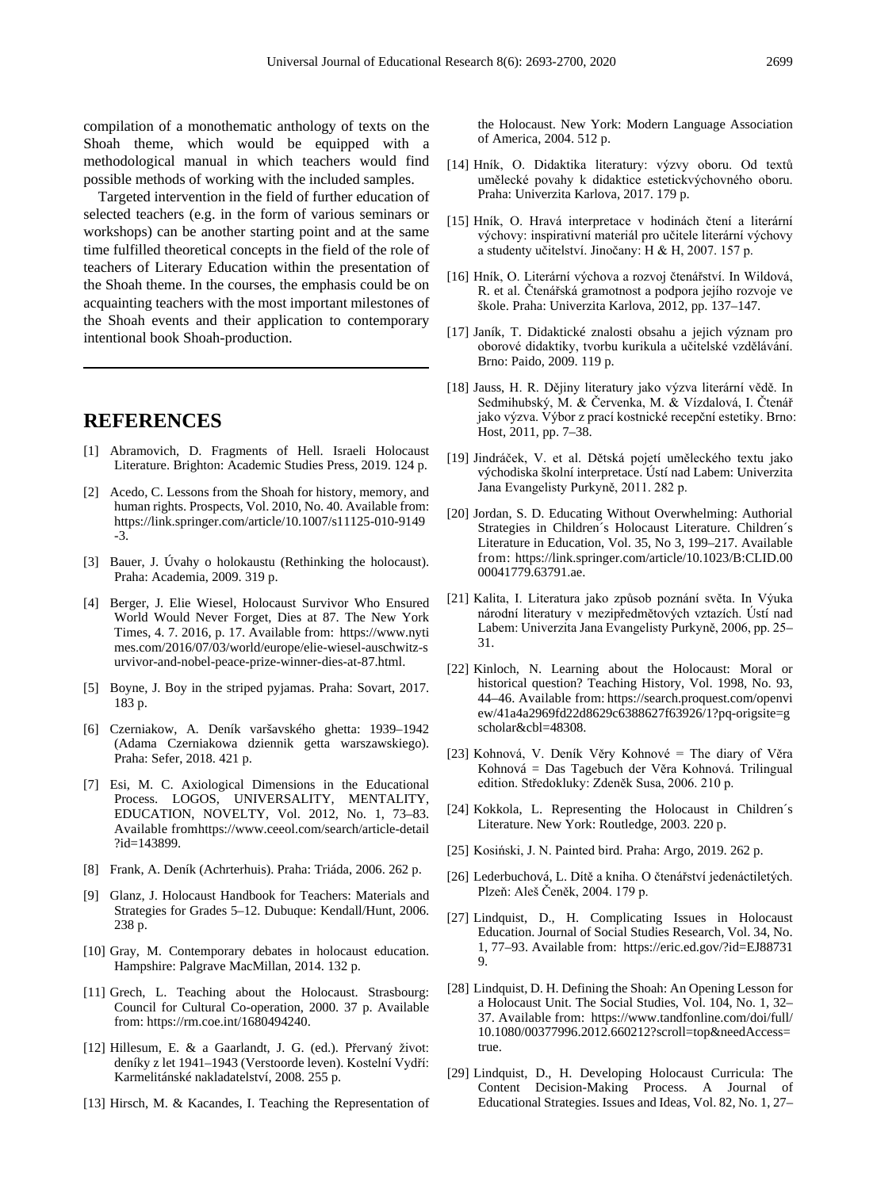compilation of a monothematic anthology of texts on the Shoah theme, which would be equipped with a methodological manual in which teachers would find possible methods of working with the included samples.

Targeted intervention in the field of further education of selected teachers (e.g. in the form of various seminars or workshops) can be another starting point and at the same time fulfilled theoretical concepts in the field of the role of teachers of Literary Education within the presentation of the Shoah theme. In the courses, the emphasis could be on acquainting teachers with the most important milestones of the Shoah events and their application to contemporary intentional book Shoah-production.

---

# REFERENCES

[1] Abramovich, D. Fragments of Hell. Israeli Holocaust Literature. Brighton: Academic Studies Press, 2019. 124 p.

[2] Acedo, C. Lessons from the Shoah for history, memory, and human rights. Prospects, Vol. 2010, No. 40. Available from: https://link.springer.com/article/10.1007/s11125-010-9149-3.

[3] Bauer, J. Úvahy o holokaustu (Rethinking the holocaust). Praha: Academia, 2009. 319 p.

[4] Berger, J. Elie Wiesel, Holocaust Survivor Who Ensured World Would Never Forget, Dies at 87. The New York Times, 4. 7. 2016, p. 17. Available from: https://www.nytimes.com/2016/07/03/world/europe/elie-wiesel-auschwitz-survivor-and-nobel-peace-prize-winner-dies-at-87.html.

[5] Boyne, J. Boy in the striped pyjamas. Praha: Sovart, 2017. 183 p.

[6] Czerniakow, A. Deník varšavského ghetta: 1939–1942 (Adama Czerniakowa dziennik getta warszawskiego). Praha: Sefer, 2018. 421 p.

[7] Esi, M. C. Axiological Dimensions in the Educational Process. LOGOS, UNIVERSALITY, MENTALITY, EDUCATION, NOVELTY, Vol. 2012, No. 1, 73–83. Available fromhttps://www.ceeol.com/search/article-detail?id=143899.

[8] Frank, A. Deník (Achrterhuis). Praha: Triáda, 2006. 262 p.

[9] Glanz, J. Holocaust Handbook for Teachers: Materials and Strategies for Grades 5–12. Dubuque: Kendall/Hunt, 2006. 238 p.

[10] Gray, M. Contemporary debates in holocaust education. Hampshire: Palgrave MacMillan, 2014. 132 p.

[11] Grech, L. Teaching about the Holocaust. Strasbourg: Council for Cultural Co-operation, 2000. 37 p. Available from: https://rm.coe.int/1680494240.

[12] Hillesum, E. & a Gaarlandt, J. G. (ed.). Přervaný život: deníky z let 1941–1943 (Verstoorde leven). Kostelní Vydří: Karmelitánské nakladatelství, 2008. 255 p.

[13] Hirsch, M. & Kacandes, I. Teaching the Representation of the Holocaust. New York: Modern Language Association of America, 2004. 512 p.

[14] Hník, O. Didaktika literatury: výzvy oboru. Od textů umělecké povahy k didaktice estetickvýchovného oboru. Praha: Univerzita Karlova, 2017. 179 p.

[15] Hník, O. Hravá interpretace v hodinách čtení a literární výchovy: inspirativní materiál pro učitele literární výchovy a studenty učitelství. Jinočany: H & H, 2007. 157 p.

[16] Hník, O. Literární výchova a rozvoj čtenářství. In Wildová, R. et al. Čtenářská gramotnost a podpora jejího rozvoje ve škole. Praha: Univerzita Karlova, 2012, pp. 137–147.

[17] Janík, T. Didaktické znalosti obsahu a jejich význam pro oborové didaktiky, tvorbu kurikula a učitelské vzdělávání. Brno: Paido, 2009. 119 p.

[18] Jauss, H. R. Dějiny literatury jako výzva literární vědě. In Sedmihubský, M. & Červenka, M. & Vízdalová, I. Čtenář jako výzva. Výbor z prací kostnické recepční estetiky. Brno: Host, 2011, pp. 7–38.

[19] Jindráček, V. et al. Dětská pojetí uměleckého textu jako východiska školní interpretace. Ústí nad Labem: Univerzita Jana Evangelisty Purkyně, 2011. 282 p.

[20] Jordan, S. D. Educating Without Overwhelming: Authorial Strategies in Children´s Holocaust Literature. Children´s Literature in Education, Vol. 35, No 3, 199–217. Available from: https://link.springer.com/article/10.1023/B:CLID.0000041779.63791.ae.

[21] Kalita, I. Literatura jako způsob poznání světa. In Výuka národní literatury v mezipředmětových vztazích. Ústí nad Labem: Univerzita Jana Evangelisty Purkyně, 2006, pp. 25–31.

[22] Kinloch, N. Learning about the Holocaust: Moral or historical question? Teaching History, Vol. 1998, No. 93, 44–46. Available from: https://search.proquest.com/openview/41a4a2969fd22d8629c6388627f63926/1?pq-origsite=gscholar&cbl=48308.

[23] Kohnová, V. Deník Věry Kohnové = The diary of Věra Kohnová = Das Tagebuch der Věra Kohnová. Trilingual edition. Středokluky: Zdeněk Susa, 2006. 210 p.

[24] Kokkola, L. Representing the Holocaust in Children´s Literature. New York: Routledge, 2003. 220 p.

[25] Kosiński, J. N. Painted bird. Praha: Argo, 2019. 262 p.

[26] Lederbuchová, L. Dítě a kniha. O čtenářství jedenáctiletých. Plzeň: Aleš Čeněk, 2004. 179 p.

[27] Lindquist, D., H. Complicating Issues in Holocaust Education. Journal of Social Studies Research, Vol. 34, No. 1, 77–93. Available from: https://eric.ed.gov/?id=EJ887319.

[28] Lindquist, D. H. Defining the Shoah: An Opening Lesson for a Holocaust Unit. The Social Studies, Vol. 104, No. 1, 32–37. Available from: https://www.tandfonline.com/doi/full/10.1080/00377996.2012.660212?scroll=top&needAccess=true.

[29] Lindquist, D., H. Developing Holocaust Curricula: The Content Decision-Making Process. A Journal of Educational Strategies. Issues and Ideas, Vol. 82, No. 1, 27–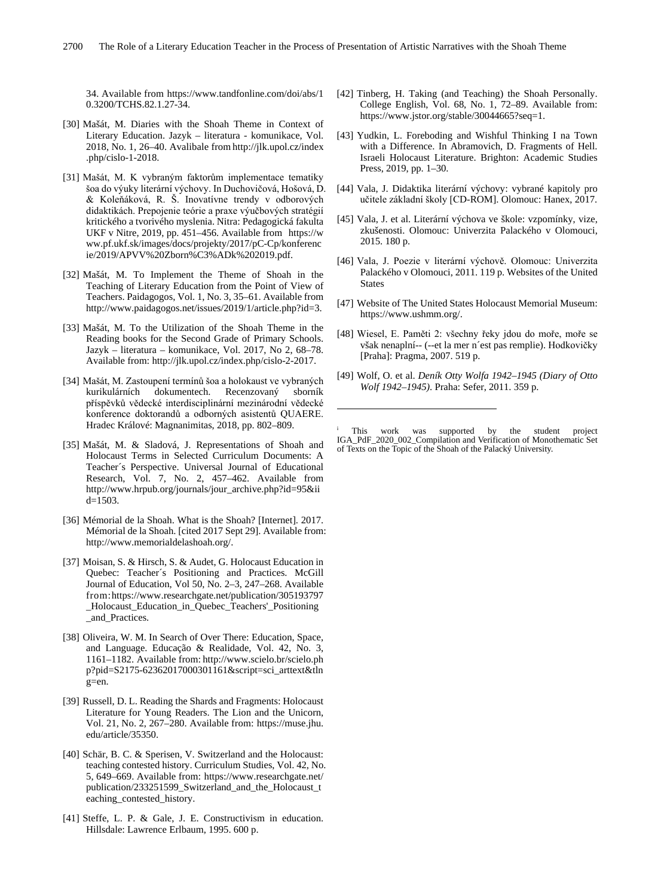34. Available from https://www.tandfonline.com/doi/abs/10.3200/TCHS.82.1.27-34.

[30] Mašát, M. Diaries with the Shoah Theme in Context of Literary Education. Jazyk – literatura - komunikace, Vol. 2018, No. 1, 26–40. Avalibale from http://jlk.upol.cz/index.php/cislo-1-2018.

[31] Mašát, M. K vybraným faktorům implementace tematiky šoa do výuky literární výchovy. In Duchovičová, Hošová, D. & Koleňáková, R. Š. Inovatívne trendy v odborových didaktikách. Prepojenie teórie a praxe výučbových stratégií kritického a tvorivého myslenia. Nitra: Pedagogická fakulta UKF v Nitre, 2019, pp. 451–456. Available from https://www.pf.ukf.sk/images/docs/projekty/2017/pC-Cp/konferencie/2019/APVV%20Zborn%C3%ADk%202019.pdf.

[32] Mašát, M. To Implement the Theme of Shoah in the Teaching of Literary Education from the Point of View of Teachers. Paidagogos, Vol. 1, No. 3, 35–61. Available from http://www.paidagogos.net/issues/2019/1/article.php?id=3.

[33] Mašát, M. To the Utilization of the Shoah Theme in the Reading books for the Second Grade of Primary Schools. Jazyk – literatura – komunikace, Vol. 2017, No 2, 68–78. Available from: http://jlk.upol.cz/index.php/cislo-2-2017.

[34] Mašát, M. Zastoupení termínů šoa a holokaust ve vybraných kurikulárních dokumentech. Recenzovaný sborník příspěvků vědecké interdisciplinární mezinárodní vědecké konference doktorandů a odborných asistentů QUAERE. Hradec Králové: Magnanimitas, 2018, pp. 802–809.

[35] Mašát, M. & Sladová, J. Representations of Shoah and Holocaust Terms in Selected Curriculum Documents: A Teacher´s Perspective. Universal Journal of Educational Research, Vol. 7, No. 2, 457–462. Available from http://www.hrpub.org/journals/jour_archive.php?id=95&iid=1503.

[36] Mémorial de la Shoah. What is the Shoah? [Internet]. 2017. Mémorial de la Shoah. [cited 2017 Sept 29]. Available from: http://www.memorialdelashoah.org/.

[37] Moisan, S. & Hirsch, S. & Audet, G. Holocaust Education in Quebec: Teacher´s Positioning and Practices. McGill Journal of Education, Vol 50, No. 2–3, 247–268. Available from: https://www.researchgate.net/publication/305193797_Holocaust_Education_in_Quebec_Teachers'_Positioning_and_Practices.

[38] Oliveira, W. M. In Search of Over There: Education, Space, and Language. Educação & Realidade, Vol. 42, No. 3, 1161–1182. Available from: http://www.scielo.br/scielo.php?pid=S2175-62362017000301161&script=sci_arttext&tlng=en.

[39] Russell, D. L. Reading the Shards and Fragments: Holocaust Literature for Young Readers. The Lion and the Unicorn, Vol. 21, No. 2, 267–280. Available from: https://muse.jhu.edu/article/35350.

[40] Schär, B. C. & Sperisen, V. Switzerland and the Holocaust: teaching contested history. Curriculum Studies, Vol. 42, No. 5, 649–669. Available from: https://www.researchgate.net/publication/233251599_Switzerland_and_the_Holocaust_teaching_contested_history.

[41] Steffe, L. P. & Gale, J. E. Constructivism in education. Hillsdale: Lawrence Erlbaum, 1995. 600 p.

[42] Tinberg, H. Taking (and Teaching) the Shoah Personally. College English, Vol. 68, No. 1, 72–89. Available from: https://www.jstor.org/stable/30044665?seq=1.

[43] Yudkin, L. Foreboding and Wishful Thinking I na Town with a Difference. In Abramovich, D. Fragments of Hell. Israeli Holocaust Literature. Brighton: Academic Studies Press, 2019, pp. 1–30.

[44] Vala, J. Didaktika literární výchovy: vybrané kapitoly pro učitele základní školy [CD-ROM]. Olomouc: Hanex, 2017.

[45] Vala, J. et al. Literární výchova ve škole: vzpomínky, vize, zkušenosti. Olomouc: Univerzita Palackého v Olomouci, 2015. 180 p.

[46] Vala, J. Poezie v literární výchově. Olomouc: Univerzita Palackého v Olomouci, 2011. 119 p. Websites of the United States

[47] Website of The United States Holocaust Memorial Museum: https://www.ushmm.org/.

[48] Wiesel, E. Paměti 2: všechny řeky jdou do moře, moře se však nenaplní-- (--et la mer n´est pas remplie). Hodkovičky [Praha]: Pragma, 2007. 519 p.

[49] Wolf, O. et al. *Deník Otty Wolfa 1942–1945 (Diary of Otto Wolf 1942–1945)*. Praha: Sefer, 2011. 359 p.

---

[i] This work was supported by the student project IGA_PdF_2020_002_Compilation and Verification of Monothematic Set of Texts on the Topic of the Shoah of the Palacký University.